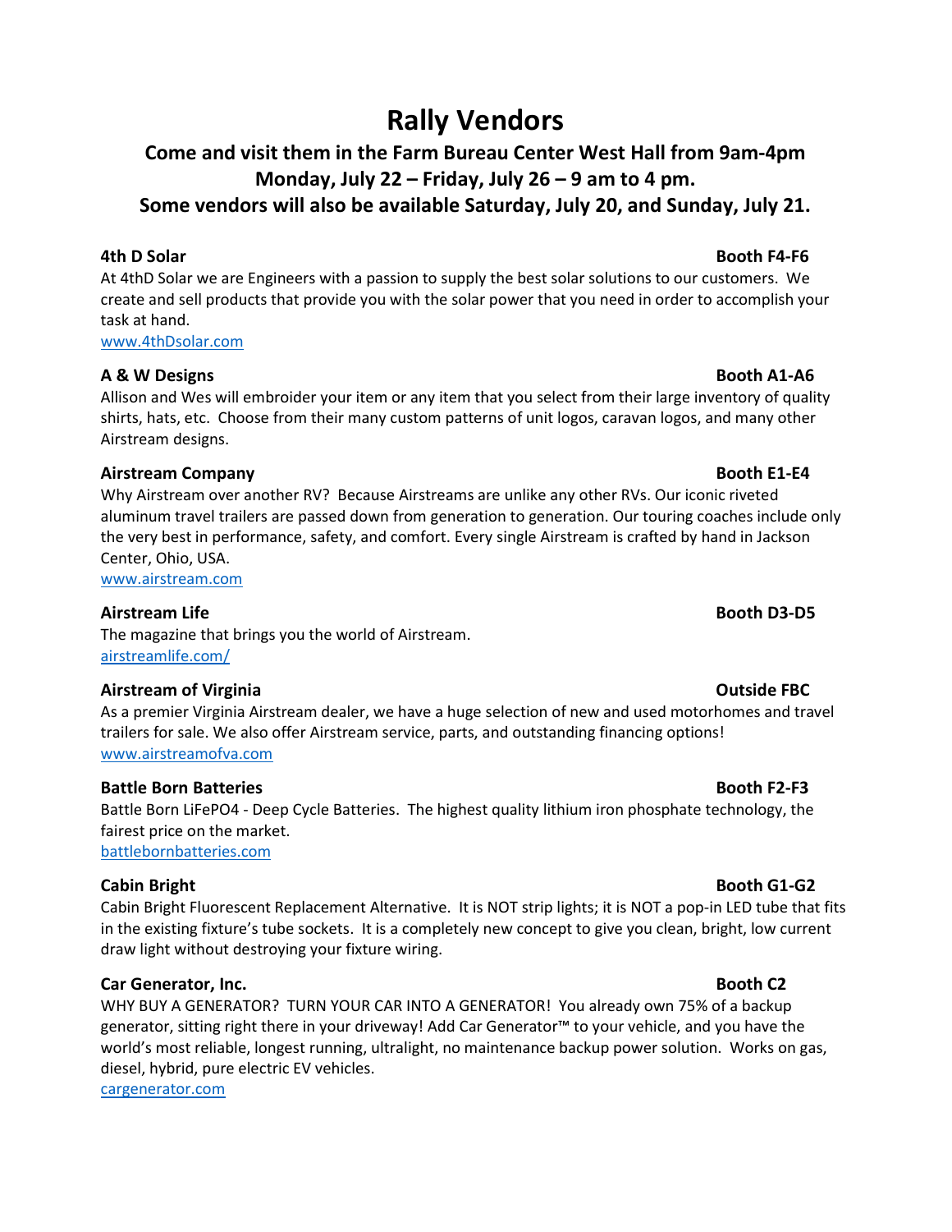# Rally Vendors

## Come and visit them in the Farm Bureau Center West Hall from 9am-4pm Monday, July 22 – Friday, July 26 – 9 am to 4 pm. Some vendors will also be available Saturday, July 20, and Sunday, July 21.

**4th D Solar** **Booth F4-F6**

At 4thD Solar we are Engineers with a passion to supply the best solar solutions to our customers. We create and sell products that provide you with the solar power that you need in order to accomplish your task at hand.

www.4thDsolar.com

**A & W Designs** **Booth A1-A6**

Allison and Wes will embroider your item or any item that you select from their large inventory of quality shirts, hats, etc. Choose from their many custom patterns of unit logos, caravan logos, and many other Airstream designs.

**Airstream Company** **Booth E1-E4**

Why Airstream over another RV? Because Airstreams are unlike any other RVs. Our iconic riveted aluminum travel trailers are passed down from generation to generation. Our touring coaches include only the very best in performance, safety, and comfort. Every single Airstream is crafted by hand in Jackson Center, Ohio, USA.

www.airstream.com

**Airstream Life** **Booth D3-D5**

The magazine that brings you the world of Airstream.

airstreamlife.com/

**Airstream of Virginia** **Outside FBC**

As a premier Virginia Airstream dealer, we have a huge selection of new and used motorhomes and travel trailers for sale. We also offer Airstream service, parts, and outstanding financing options!

www.airstreamofva.com

**Battle Born Batteries** **Booth F2-F3**

Battle Born LiFePO4 - Deep Cycle Batteries. The highest quality lithium iron phosphate technology, the fairest price on the market.

battlebornbatteries.com

**Cabin Bright** **Booth G1-G2**

Cabin Bright Fluorescent Replacement Alternative. It is NOT strip lights; it is NOT a pop-in LED tube that fits in the existing fixture's tube sockets. It is a completely new concept to give you clean, bright, low current draw light without destroying your fixture wiring.

**Car Generator, Inc.** **Booth C2**

WHY BUY A GENERATOR? TURN YOUR CAR INTO A GENERATOR! You already own 75% of a backup generator, sitting right there in your driveway! Add Car Generator™ to your vehicle, and you have the world's most reliable, longest running, ultralight, no maintenance backup power solution. Works on gas, diesel, hybrid, pure electric EV vehicles.

cargenerator.com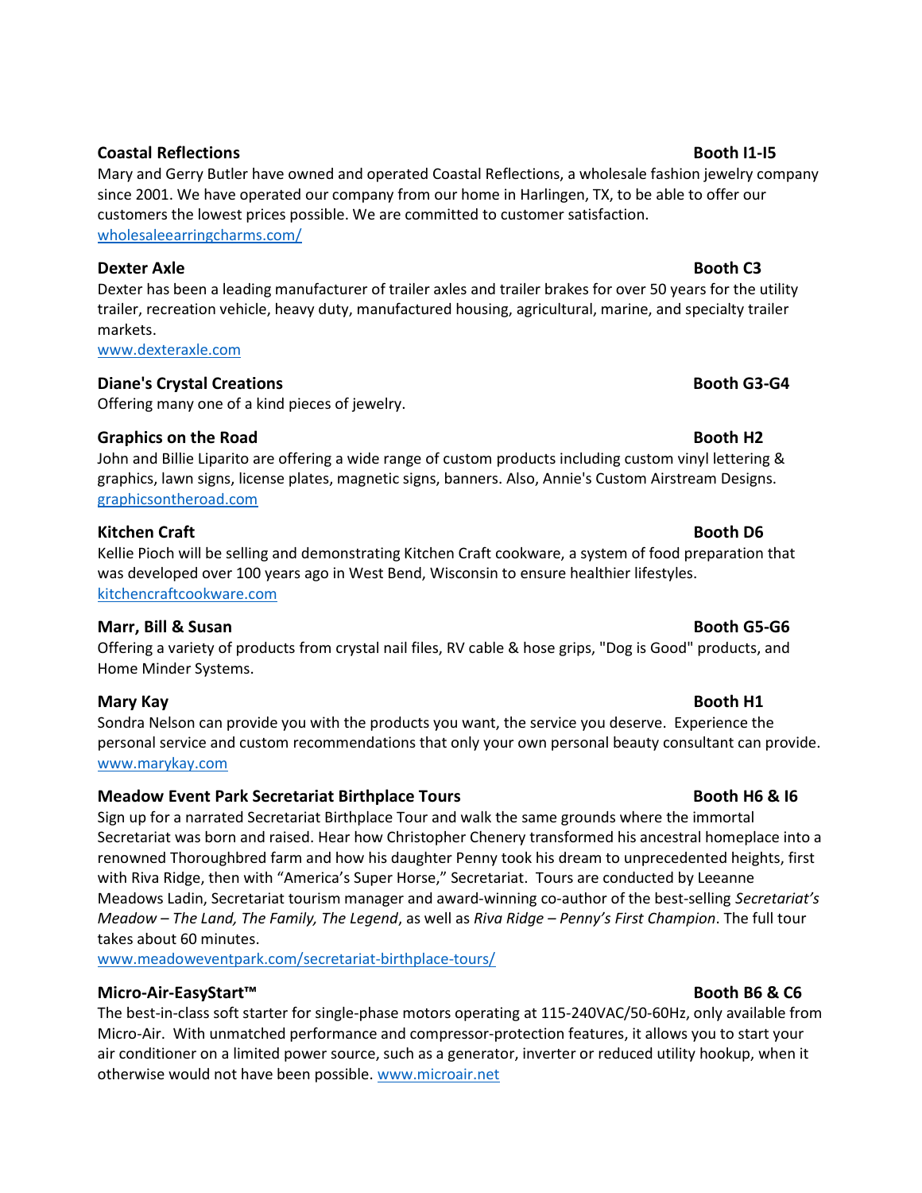**Coastal Reflections** **Booth I1-I5**

Mary and Gerry Butler have owned and operated Coastal Reflections, a wholesale fashion jewelry company since 2001. We have operated our company from our home in Harlingen, TX, to be able to offer our customers the lowest prices possible. We are committed to customer satisfaction.
wholesaleearringcharms.com/

**Dexter Axle** **Booth C3**

Dexter has been a leading manufacturer of trailer axles and trailer brakes for over 50 years for the utility trailer, recreation vehicle, heavy duty, manufactured housing, agricultural, marine, and specialty trailer markets.
www.dexteraxle.com

**Diane's Crystal Creations** **Booth G3-G4**

Offering many one of a kind pieces of jewelry.

**Graphics on the Road** **Booth H2**

John and Billie Liparito are offering a wide range of custom products including custom vinyl lettering & graphics, lawn signs, license plates, magnetic signs, banners. Also, Annie's Custom Airstream Designs.
graphicsontheroad.com

**Kitchen Craft** **Booth D6**

Kellie Pioch will be selling and demonstrating Kitchen Craft cookware, a system of food preparation that was developed over 100 years ago in West Bend, Wisconsin to ensure healthier lifestyles.
kitchencraftcookware.com

**Marr, Bill & Susan** **Booth G5-G6**

Offering a variety of products from crystal nail files, RV cable & hose grips, "Dog is Good" products, and Home Minder Systems.

**Mary Kay** **Booth H1**

Sondra Nelson can provide you with the products you want, the service you deserve. Experience the personal service and custom recommendations that only your own personal beauty consultant can provide.
www.marykay.com

**Meadow Event Park Secretariat Birthplace Tours** **Booth H6 & I6**

Sign up for a narrated Secretariat Birthplace Tour and walk the same grounds where the immortal Secretariat was born and raised. Hear how Christopher Chenery transformed his ancestral homeplace into a renowned Thoroughbred farm and how his daughter Penny took his dream to unprecedented heights, first with Riva Ridge, then with "America's Super Horse," Secretariat. Tours are conducted by Leeanne Meadows Ladin, Secretariat tourism manager and award-winning co-author of the best-selling *Secretariat's Meadow – The Land, The Family, The Legend*, as well as *Riva Ridge – Penny's First Champion*. The full tour takes about 60 minutes.
www.meadoweventpark.com/secretariat-birthplace-tours/

**Micro-Air-EasyStart™** **Booth B6 & C6**

The best-in-class soft starter for single-phase motors operating at 115-240VAC/50-60Hz, only available from Micro-Air. With unmatched performance and compressor-protection features, it allows you to start your air conditioner on a limited power source, such as a generator, inverter or reduced utility hookup, when it otherwise would not have been possible. www.microair.net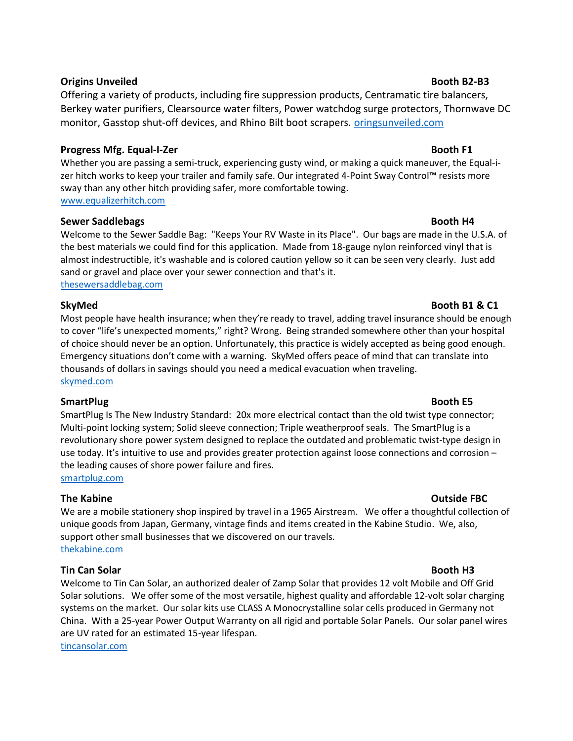**Origins Unveiled** **Booth B2-B3**

Offering a variety of products, including fire suppression products, Centramatic tire balancers, Berkey water purifiers, Clearsource water filters, Power watchdog surge protectors, Thornwave DC monitor, Gasstop shut-off devices, and Rhino Bilt boot scrapers. oringsunveiled.com

**Progress Mfg. Equal-I-Zer** **Booth F1**

Whether you are passing a semi-truck, experiencing gusty wind, or making a quick maneuver, the Equal-i-zer hitch works to keep your trailer and family safe. Our integrated 4-Point Sway Control™ resists more sway than any other hitch providing safer, more comfortable towing.
www.equalizerhitch.com

**Sewer Saddlebags** **Booth H4**

Welcome to the Sewer Saddle Bag: "Keeps Your RV Waste in its Place". Our bags are made in the U.S.A. of the best materials we could find for this application. Made from 18-gauge nylon reinforced vinyl that is almost indestructible, it's washable and is colored caution yellow so it can be seen very clearly. Just add sand or gravel and place over your sewer connection and that's it.
thesewersaddlebag.com

**SkyMed** **Booth B1 & C1**

Most people have health insurance; when they're ready to travel, adding travel insurance should be enough to cover "life's unexpected moments," right? Wrong. Being stranded somewhere other than your hospital of choice should never be an option. Unfortunately, this practice is widely accepted as being good enough. Emergency situations don't come with a warning. SkyMed offers peace of mind that can translate into thousands of dollars in savings should you need a medical evacuation when traveling.
skymed.com

**SmartPlug** **Booth E5**

SmartPlug Is The New Industry Standard: 20x more electrical contact than the old twist type connector; Multi-point locking system; Solid sleeve connection; Triple weatherproof seals. The SmartPlug is a revolutionary shore power system designed to replace the outdated and problematic twist-type design in use today. It's intuitive to use and provides greater protection against loose connections and corrosion – the leading causes of shore power failure and fires.
smartplug.com

**The Kabine** **Outside FBC**

We are a mobile stationery shop inspired by travel in a 1965 Airstream. We offer a thoughtful collection of unique goods from Japan, Germany, vintage finds and items created in the Kabine Studio. We, also, support other small businesses that we discovered on our travels.
thekabine.com

**Tin Can Solar** **Booth H3**

Welcome to Tin Can Solar, an authorized dealer of Zamp Solar that provides 12 volt Mobile and Off Grid Solar solutions. We offer some of the most versatile, highest quality and affordable 12-volt solar charging systems on the market. Our solar kits use CLASS A Monocrystalline solar cells produced in Germany not China. With a 25-year Power Output Warranty on all rigid and portable Solar Panels. Our solar panel wires are UV rated for an estimated 15-year lifespan.
tincansolar.com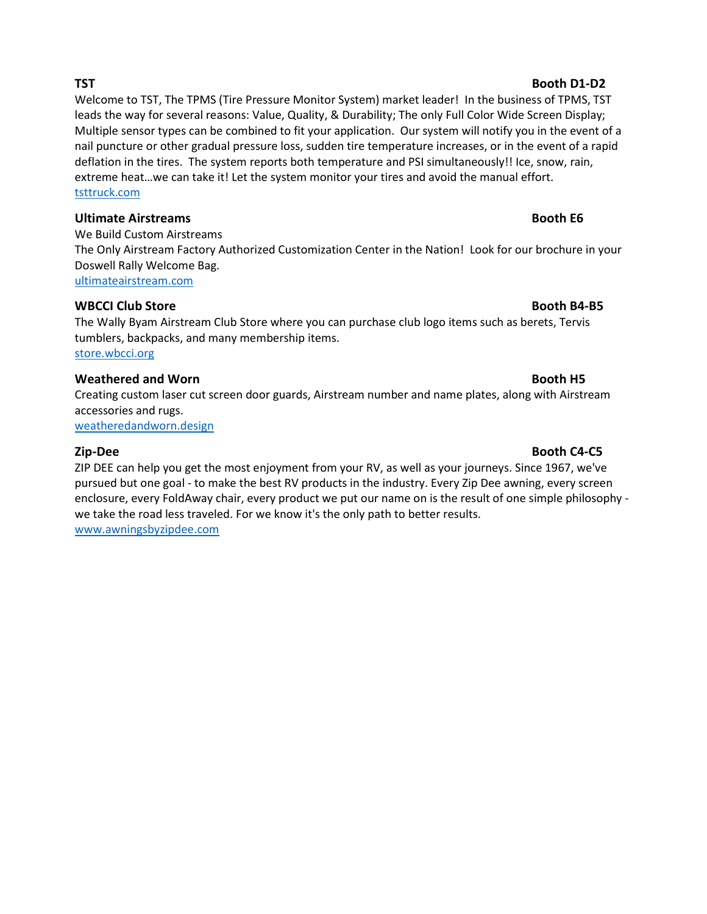**TST** **Booth D1-D2**

Welcome to TST, The TPMS (Tire Pressure Monitor System) market leader! In the business of TPMS, TST leads the way for several reasons: Value, Quality, & Durability; The only Full Color Wide Screen Display; Multiple sensor types can be combined to fit your application. Our system will notify you in the event of a nail puncture or other gradual pressure loss, sudden tire temperature increases, or in the event of a rapid deflation in the tires. The system reports both temperature and PSI simultaneously!! Ice, snow, rain, extreme heat…we can take it! Let the system monitor your tires and avoid the manual effort.

tsttruck.com

**Ultimate Airstreams** **Booth E6**

We Build Custom Airstreams

The Only Airstream Factory Authorized Customization Center in the Nation! Look for our brochure in your Doswell Rally Welcome Bag.

ultimateairstream.com

**WBCCI Club Store** **Booth B4-B5**

The Wally Byam Airstream Club Store where you can purchase club logo items such as berets, Tervis tumblers, backpacks, and many membership items.

store.wbcci.org

**Weathered and Worn** **Booth H5**

Creating custom laser cut screen door guards, Airstream number and name plates, along with Airstream accessories and rugs.

weatheredandworn.design

**Zip-Dee** **Booth C4-C5**

ZIP DEE can help you get the most enjoyment from your RV, as well as your journeys. Since 1967, we've pursued but one goal - to make the best RV products in the industry. Every Zip Dee awning, every screen enclosure, every FoldAway chair, every product we put our name on is the result of one simple philosophy - we take the road less traveled. For we know it's the only path to better results.

www.awningsbyzipdee.com